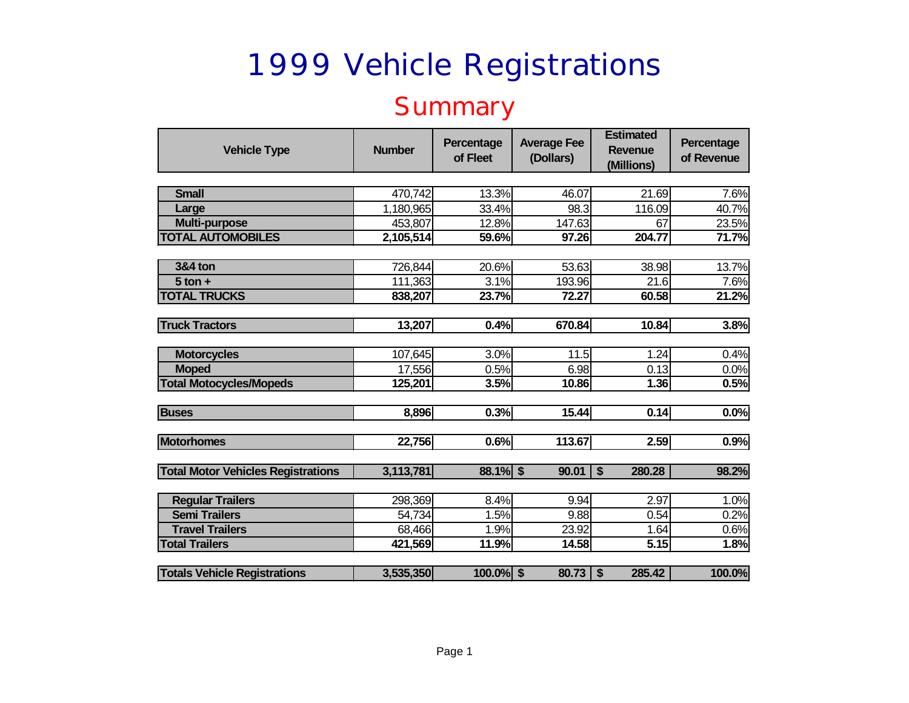# 1999 Vehicle Registrations

## Summary

| Vehicle Type | Number | Percentage of Fleet | Average Fee (Dollars) | Estimated Revenue (Millions) | Percentage of Revenue |
|---|---|---|---|---|---|
| Small | 470,742 | 13.3% | 46.07 | 21.69 | 7.6% |
| Large | 1,180,965 | 33.4% | 98.3 | 116.09 | 40.7% |
| Multi-purpose | 453,807 | 12.8% | 147.63 | 67 | 23.5% |
| **TOTAL AUTOMOBILES** | **2,105,514** | **59.6%** | **97.26** | **204.77** | **71.7%** |
| 3&4 ton | 726,844 | 20.6% | 53.63 | 38.98 | 13.7% |
| 5 ton + | 111,363 | 3.1% | 193.96 | 21.6 | 7.6% |
| **TOTAL TRUCKS** | **838,207** | **23.7%** | **72.27** | **60.58** | **21.2%** |
| **Truck Tractors** | **13,207** | **0.4%** | **670.84** | **10.84** | **3.8%** |
| Motorcycles | 107,645 | 3.0% | 11.5 | 1.24 | 0.4% |
| Moped | 17,556 | 0.5% | 6.98 | 0.13 | 0.0% |
| **Total Motocycles/Mopeds** | **125,201** | **3.5%** | **10.86** | **1.36** | **0.5%** |
| **Buses** | **8,896** | **0.3%** | **15.44** | **0.14** | **0.0%** |
| **Motorhomes** | **22,756** | **0.6%** | **113.67** | **2.59** | **0.9%** |
| **Total Motor Vehicles Registrations** | **3,113,781** | **88.1%** | **$ 90.01** | **$ 280.28** | **98.2%** |
| Regular Trailers | 298,369 | 8.4% | 9.94 | 2.97 | 1.0% |
| Semi Trailers | 54,734 | 1.5% | 9.88 | 0.54 | 0.2% |
| Travel Trailers | 68,466 | 1.9% | 23.92 | 1.64 | 0.6% |
| **Total Trailers** | **421,569** | **11.9%** | **14.58** | **5.15** | **1.8%** |
| **Totals Vehicle Registrations** | **3,535,350** | **100.0%** | **$ 80.73** | **$ 285.42** | **100.0%** |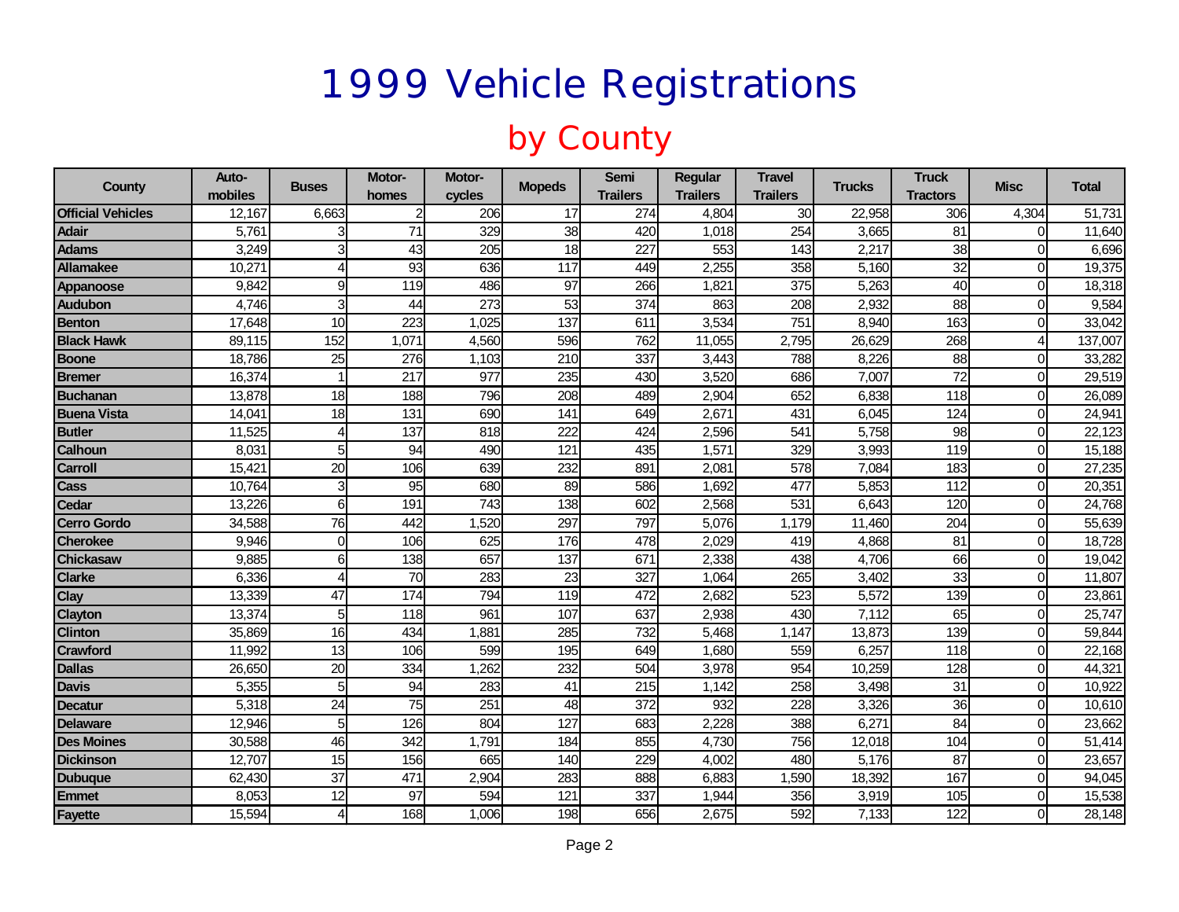# 1999 Vehicle Registrations

## by County

| County | Auto-mobiles | Buses | Motor-homes | Motor-cycles | Mopeds | Semi Trailers | Regular Trailers | Travel Trailers | Trucks | Truck Tractors | Misc | Total |
|---|---|---|---|---|---|---|---|---|---|---|---|---|
| **Official Vehicles** | 12,167 | 6,663 | 2 | 206 | 17 | 274 | 4,804 | 30 | 22,958 | 306 | 4,304 | 51,731 |
| **Adair** | 5,761 | 3 | 71 | 329 | 38 | 420 | 1,018 | 254 | 3,665 | 81 | 0 | 11,640 |
| **Adams** | 3,249 | 3 | 43 | 205 | 18 | 227 | 553 | 143 | 2,217 | 38 | 0 | 6,696 |
| **Allamakee** | 10,271 | 4 | 93 | 636 | 117 | 449 | 2,255 | 358 | 5,160 | 32 | 0 | 19,375 |
| **Appanoose** | 9,842 | 9 | 119 | 486 | 97 | 266 | 1,821 | 375 | 5,263 | 40 | 0 | 18,318 |
| **Audubon** | 4,746 | 3 | 44 | 273 | 53 | 374 | 863 | 208 | 2,932 | 88 | 0 | 9,584 |
| **Benton** | 17,648 | 10 | 223 | 1,025 | 137 | 611 | 3,534 | 751 | 8,940 | 163 | 0 | 33,042 |
| **Black Hawk** | 89,115 | 152 | 1,071 | 4,560 | 596 | 762 | 11,055 | 2,795 | 26,629 | 268 | 4 | 137,007 |
| **Boone** | 18,786 | 25 | 276 | 1,103 | 210 | 337 | 3,443 | 788 | 8,226 | 88 | 0 | 33,282 |
| **Bremer** | 16,374 | 1 | 217 | 977 | 235 | 430 | 3,520 | 686 | 7,007 | 72 | 0 | 29,519 |
| **Buchanan** | 13,878 | 18 | 188 | 796 | 208 | 489 | 2,904 | 652 | 6,838 | 118 | 0 | 26,089 |
| **Buena Vista** | 14,041 | 18 | 131 | 690 | 141 | 649 | 2,671 | 431 | 6,045 | 124 | 0 | 24,941 |
| **Butler** | 11,525 | 4 | 137 | 818 | 222 | 424 | 2,596 | 541 | 5,758 | 98 | 0 | 22,123 |
| **Calhoun** | 8,031 | 5 | 94 | 490 | 121 | 435 | 1,571 | 329 | 3,993 | 119 | 0 | 15,188 |
| **Carroll** | 15,421 | 20 | 106 | 639 | 232 | 891 | 2,081 | 578 | 7,084 | 183 | 0 | 27,235 |
| **Cass** | 10,764 | 3 | 95 | 680 | 89 | 586 | 1,692 | 477 | 5,853 | 112 | 0 | 20,351 |
| **Cedar** | 13,226 | 6 | 191 | 743 | 138 | 602 | 2,568 | 531 | 6,643 | 120 | 0 | 24,768 |
| **Cerro Gordo** | 34,588 | 76 | 442 | 1,520 | 297 | 797 | 5,076 | 1,179 | 11,460 | 204 | 0 | 55,639 |
| **Cherokee** | 9,946 | 0 | 106 | 625 | 176 | 478 | 2,029 | 419 | 4,868 | 81 | 0 | 18,728 |
| **Chickasaw** | 9,885 | 6 | 138 | 657 | 137 | 671 | 2,338 | 438 | 4,706 | 66 | 0 | 19,042 |
| **Clarke** | 6,336 | 4 | 70 | 283 | 23 | 327 | 1,064 | 265 | 3,402 | 33 | 0 | 11,807 |
| **Clay** | 13,339 | 47 | 174 | 794 | 119 | 472 | 2,682 | 523 | 5,572 | 139 | 0 | 23,861 |
| **Clayton** | 13,374 | 5 | 118 | 961 | 107 | 637 | 2,938 | 430 | 7,112 | 65 | 0 | 25,747 |
| **Clinton** | 35,869 | 16 | 434 | 1,881 | 285 | 732 | 5,468 | 1,147 | 13,873 | 139 | 0 | 59,844 |
| **Crawford** | 11,992 | 13 | 106 | 599 | 195 | 649 | 1,680 | 559 | 6,257 | 118 | 0 | 22,168 |
| **Dallas** | 26,650 | 20 | 334 | 1,262 | 232 | 504 | 3,978 | 954 | 10,259 | 128 | 0 | 44,321 |
| **Davis** | 5,355 | 5 | 94 | 283 | 41 | 215 | 1,142 | 258 | 3,498 | 31 | 0 | 10,922 |
| **Decatur** | 5,318 | 24 | 75 | 251 | 48 | 372 | 932 | 228 | 3,326 | 36 | 0 | 10,610 |
| **Delaware** | 12,946 | 5 | 126 | 804 | 127 | 683 | 2,228 | 388 | 6,271 | 84 | 0 | 23,662 |
| **Des Moines** | 30,588 | 46 | 342 | 1,791 | 184 | 855 | 4,730 | 756 | 12,018 | 104 | 0 | 51,414 |
| **Dickinson** | 12,707 | 15 | 156 | 665 | 140 | 229 | 4,002 | 480 | 5,176 | 87 | 0 | 23,657 |
| **Dubuque** | 62,430 | 37 | 471 | 2,904 | 283 | 888 | 6,883 | 1,590 | 18,392 | 167 | 0 | 94,045 |
| **Emmet** | 8,053 | 12 | 97 | 594 | 121 | 337 | 1,944 | 356 | 3,919 | 105 | 0 | 15,538 |
| **Fayette** | 15,594 | 4 | 168 | 1,006 | 198 | 656 | 2,675 | 592 | 7,133 | 122 | 0 | 28,148 |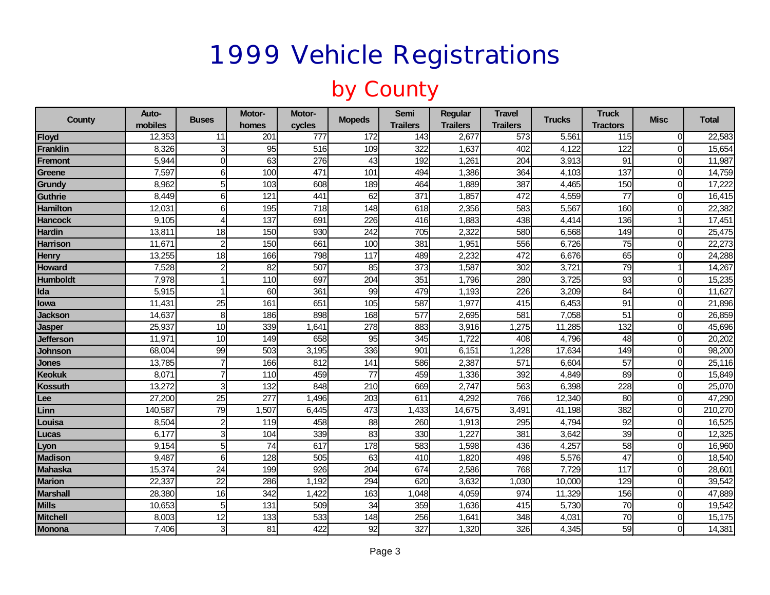# 1999 Vehicle Registrations

## by County

| County | Auto-mobiles | Buses | Motor-homes | Motor-cycles | Mopeds | Semi Trailers | Regular Trailers | Travel Trailers | Trucks | Truck Tractors | Misc | Total |
|---|---|---|---|---|---|---|---|---|---|---|---|---|
| Floyd | 12,353 | 11 | 201 | 777 | 172 | 143 | 2,677 | 573 | 5,561 | 115 | 0 | 22,583 |
| Franklin | 8,326 | 3 | 95 | 516 | 109 | 322 | 1,637 | 402 | 4,122 | 122 | 0 | 15,654 |
| Fremont | 5,944 | 0 | 63 | 276 | 43 | 192 | 1,261 | 204 | 3,913 | 91 | 0 | 11,987 |
| Greene | 7,597 | 6 | 100 | 471 | 101 | 494 | 1,386 | 364 | 4,103 | 137 | 0 | 14,759 |
| Grundy | 8,962 | 5 | 103 | 608 | 189 | 464 | 1,889 | 387 | 4,465 | 150 | 0 | 17,222 |
| Guthrie | 8,449 | 6 | 121 | 441 | 62 | 371 | 1,857 | 472 | 4,559 | 77 | 0 | 16,415 |
| Hamilton | 12,031 | 6 | 195 | 718 | 148 | 618 | 2,356 | 583 | 5,567 | 160 | 0 | 22,382 |
| Hancock | 9,105 | 4 | 137 | 691 | 226 | 416 | 1,883 | 438 | 4,414 | 136 | 1 | 17,451 |
| Hardin | 13,811 | 18 | 150 | 930 | 242 | 705 | 2,322 | 580 | 6,568 | 149 | 0 | 25,475 |
| Harrison | 11,671 | 2 | 150 | 661 | 100 | 381 | 1,951 | 556 | 6,726 | 75 | 0 | 22,273 |
| Henry | 13,255 | 18 | 166 | 798 | 117 | 489 | 2,232 | 472 | 6,676 | 65 | 0 | 24,288 |
| Howard | 7,528 | 2 | 82 | 507 | 85 | 373 | 1,587 | 302 | 3,721 | 79 | 1 | 14,267 |
| Humboldt | 7,978 | 1 | 110 | 697 | 204 | 351 | 1,796 | 280 | 3,725 | 93 | 0 | 15,235 |
| Ida | 5,915 | 1 | 60 | 361 | 99 | 479 | 1,193 | 226 | 3,209 | 84 | 0 | 11,627 |
| Iowa | 11,431 | 25 | 161 | 651 | 105 | 587 | 1,977 | 415 | 6,453 | 91 | 0 | 21,896 |
| Jackson | 14,637 | 8 | 186 | 898 | 168 | 577 | 2,695 | 581 | 7,058 | 51 | 0 | 26,859 |
| Jasper | 25,937 | 10 | 339 | 1,641 | 278 | 883 | 3,916 | 1,275 | 11,285 | 132 | 0 | 45,696 |
| Jefferson | 11,971 | 10 | 149 | 658 | 95 | 345 | 1,722 | 408 | 4,796 | 48 | 0 | 20,202 |
| Johnson | 68,004 | 99 | 503 | 3,195 | 336 | 901 | 6,151 | 1,228 | 17,634 | 149 | 0 | 98,200 |
| Jones | 13,785 | 7 | 166 | 812 | 141 | 586 | 2,387 | 571 | 6,604 | 57 | 0 | 25,116 |
| Keokuk | 8,071 | 7 | 110 | 459 | 77 | 459 | 1,336 | 392 | 4,849 | 89 | 0 | 15,849 |
| Kossuth | 13,272 | 3 | 132 | 848 | 210 | 669 | 2,747 | 563 | 6,398 | 228 | 0 | 25,070 |
| Lee | 27,200 | 25 | 277 | 1,496 | 203 | 611 | 4,292 | 766 | 12,340 | 80 | 0 | 47,290 |
| Linn | 140,587 | 79 | 1,507 | 6,445 | 473 | 1,433 | 14,675 | 3,491 | 41,198 | 382 | 0 | 210,270 |
| Louisa | 8,504 | 2 | 119 | 458 | 88 | 260 | 1,913 | 295 | 4,794 | 92 | 0 | 16,525 |
| Lucas | 6,177 | 3 | 104 | 339 | 83 | 330 | 1,227 | 381 | 3,642 | 39 | 0 | 12,325 |
| Lyon | 9,154 | 5 | 74 | 617 | 178 | 583 | 1,598 | 436 | 4,257 | 58 | 0 | 16,960 |
| Madison | 9,487 | 6 | 128 | 505 | 63 | 410 | 1,820 | 498 | 5,576 | 47 | 0 | 18,540 |
| Mahaska | 15,374 | 24 | 199 | 926 | 204 | 674 | 2,586 | 768 | 7,729 | 117 | 0 | 28,601 |
| Marion | 22,337 | 22 | 286 | 1,192 | 294 | 620 | 3,632 | 1,030 | 10,000 | 129 | 0 | 39,542 |
| Marshall | 28,380 | 16 | 342 | 1,422 | 163 | 1,048 | 4,059 | 974 | 11,329 | 156 | 0 | 47,889 |
| Mills | 10,653 | 5 | 131 | 509 | 34 | 359 | 1,636 | 415 | 5,730 | 70 | 0 | 19,542 |
| Mitchell | 8,003 | 12 | 133 | 533 | 148 | 256 | 1,641 | 348 | 4,031 | 70 | 0 | 15,175 |
| Monona | 7,406 | 3 | 81 | 422 | 92 | 327 | 1,320 | 326 | 4,345 | 59 | 0 | 14,381 |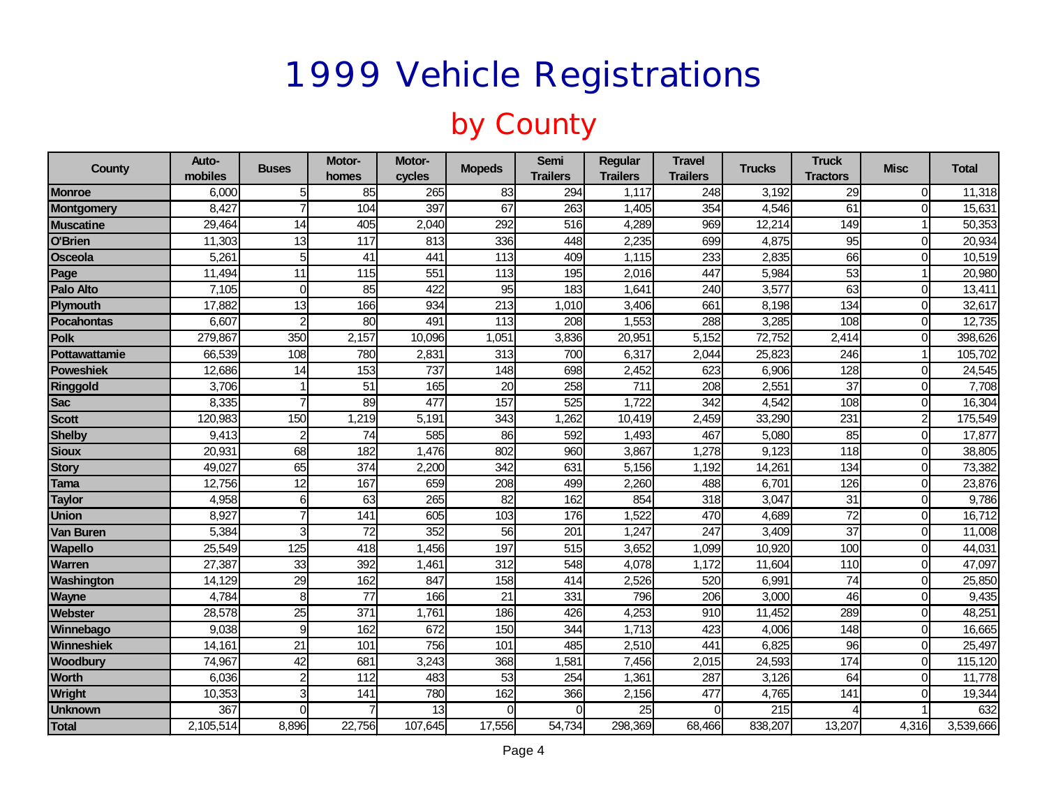# 1999 Vehicle Registrations

## by County

| County | Auto-mobiles | Buses | Motor-homes | Motor-cycles | Mopeds | Semi Trailers | Regular Trailers | Travel Trailers | Trucks | Truck Tractors | Misc | Total |
|---|---|---|---|---|---|---|---|---|---|---|---|---|
| Monroe | 6,000 | 5 | 85 | 265 | 83 | 294 | 1,117 | 248 | 3,192 | 29 | 0 | 11,318 |
| Montgomery | 8,427 | 7 | 104 | 397 | 67 | 263 | 1,405 | 354 | 4,546 | 61 | 0 | 15,631 |
| Muscatine | 29,464 | 14 | 405 | 2,040 | 292 | 516 | 4,289 | 969 | 12,214 | 149 | 1 | 50,353 |
| O'Brien | 11,303 | 13 | 117 | 813 | 336 | 448 | 2,235 | 699 | 4,875 | 95 | 0 | 20,934 |
| Osceola | 5,261 | 5 | 41 | 441 | 113 | 409 | 1,115 | 233 | 2,835 | 66 | 0 | 10,519 |
| Page | 11,494 | 11 | 115 | 551 | 113 | 195 | 2,016 | 447 | 5,984 | 53 | 1 | 20,980 |
| Palo Alto | 7,105 | 0 | 85 | 422 | 95 | 183 | 1,641 | 240 | 3,577 | 63 | 0 | 13,411 |
| Plymouth | 17,882 | 13 | 166 | 934 | 213 | 1,010 | 3,406 | 661 | 8,198 | 134 | 0 | 32,617 |
| Pocahontas | 6,607 | 2 | 80 | 491 | 113 | 208 | 1,553 | 288 | 3,285 | 108 | 0 | 12,735 |
| Polk | 279,867 | 350 | 2,157 | 10,096 | 1,051 | 3,836 | 20,951 | 5,152 | 72,752 | 2,414 | 0 | 398,626 |
| Pottawattamie | 66,539 | 108 | 780 | 2,831 | 313 | 700 | 6,317 | 2,044 | 25,823 | 246 | 1 | 105,702 |
| Poweshiek | 12,686 | 14 | 153 | 737 | 148 | 698 | 2,452 | 623 | 6,906 | 128 | 0 | 24,545 |
| Ringgold | 3,706 | 1 | 51 | 165 | 20 | 258 | 711 | 208 | 2,551 | 37 | 0 | 7,708 |
| Sac | 8,335 | 7 | 89 | 477 | 157 | 525 | 1,722 | 342 | 4,542 | 108 | 0 | 16,304 |
| Scott | 120,983 | 150 | 1,219 | 5,191 | 343 | 1,262 | 10,419 | 2,459 | 33,290 | 231 | 2 | 175,549 |
| Shelby | 9,413 | 2 | 74 | 585 | 86 | 592 | 1,493 | 467 | 5,080 | 85 | 0 | 17,877 |
| Sioux | 20,931 | 68 | 182 | 1,476 | 802 | 960 | 3,867 | 1,278 | 9,123 | 118 | 0 | 38,805 |
| Story | 49,027 | 65 | 374 | 2,200 | 342 | 631 | 5,156 | 1,192 | 14,261 | 134 | 0 | 73,382 |
| Tama | 12,756 | 12 | 167 | 659 | 208 | 499 | 2,260 | 488 | 6,701 | 126 | 0 | 23,876 |
| Taylor | 4,958 | 6 | 63 | 265 | 82 | 162 | 854 | 318 | 3,047 | 31 | 0 | 9,786 |
| Union | 8,927 | 7 | 141 | 605 | 103 | 176 | 1,522 | 470 | 4,689 | 72 | 0 | 16,712 |
| Van Buren | 5,384 | 3 | 72 | 352 | 56 | 201 | 1,247 | 247 | 3,409 | 37 | 0 | 11,008 |
| Wapello | 25,549 | 125 | 418 | 1,456 | 197 | 515 | 3,652 | 1,099 | 10,920 | 100 | 0 | 44,031 |
| Warren | 27,387 | 33 | 392 | 1,461 | 312 | 548 | 4,078 | 1,172 | 11,604 | 110 | 0 | 47,097 |
| Washington | 14,129 | 29 | 162 | 847 | 158 | 414 | 2,526 | 520 | 6,991 | 74 | 0 | 25,850 |
| Wayne | 4,784 | 8 | 77 | 166 | 21 | 331 | 796 | 206 | 3,000 | 46 | 0 | 9,435 |
| Webster | 28,578 | 25 | 371 | 1,761 | 186 | 426 | 4,253 | 910 | 11,452 | 289 | 0 | 48,251 |
| Winnebago | 9,038 | 9 | 162 | 672 | 150 | 344 | 1,713 | 423 | 4,006 | 148 | 0 | 16,665 |
| Winneshiek | 14,161 | 21 | 101 | 756 | 101 | 485 | 2,510 | 441 | 6,825 | 96 | 0 | 25,497 |
| Woodbury | 74,967 | 42 | 681 | 3,243 | 368 | 1,581 | 7,456 | 2,015 | 24,593 | 174 | 0 | 115,120 |
| Worth | 6,036 | 2 | 112 | 483 | 53 | 254 | 1,361 | 287 | 3,126 | 64 | 0 | 11,778 |
| Wright | 10,353 | 3 | 141 | 780 | 162 | 366 | 2,156 | 477 | 4,765 | 141 | 0 | 19,344 |
| Unknown | 367 | 0 | 7 | 13 | 0 | 0 | 25 | 0 | 215 | 4 | 1 | 632 |
| Total | 2,105,514 | 8,896 | 22,756 | 107,645 | 17,556 | 54,734 | 298,369 | 68,466 | 838,207 | 13,207 | 4,316 | 3,539,666 |